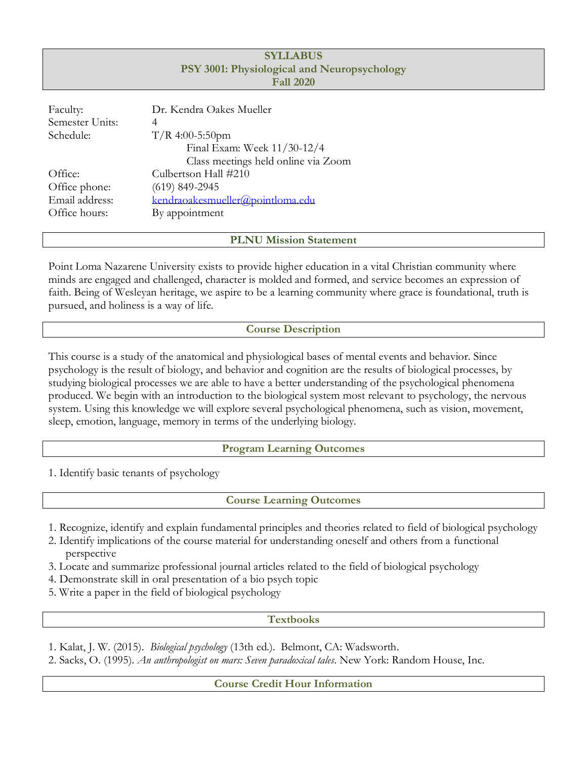# SYLLABUS
# PSY 3001: Physiological and Neuropsychology
# Fall 2020

| | |
|---|---|
| Faculty: | Dr. Kendra Oakes Mueller |
| Semester Units: | 4 |
| Schedule: | T/R 4:00-5:50pm<br>Final Exam: Week 11/30-12/4<br>Class meetings held online via Zoom |
| Office: | Culbertson Hall #210 |
| Office phone: | (619) 849-2945 |
| Email address: | kendraoakesmueller@pointloma.edu |
| Office hours: | By appointment |

## PLNU Mission Statement

Point Loma Nazarene University exists to provide higher education in a vital Christian community where minds are engaged and challenged, character is molded and formed, and service becomes an expression of faith. Being of Wesleyan heritage, we aspire to be a learning community where grace is foundational, truth is pursued, and holiness is a way of life.

## Course Description

This course is a study of the anatomical and physiological bases of mental events and behavior. Since psychology is the result of biology, and behavior and cognition are the results of biological processes, by studying biological processes we are able to have a better understanding of the psychological phenomena produced. We begin with an introduction to the biological system most relevant to psychology, the nervous system. Using this knowledge we will explore several psychological phenomena, such as vision, movement, sleep, emotion, language, memory in terms of the underlying biology.

## Program Learning Outcomes

1. Identify basic tenants of psychology

## Course Learning Outcomes

1. Recognize, identify and explain fundamental principles and theories related to field of biological psychology
2. Identify implications of the course material for understanding oneself and others from a functional perspective
3. Locate and summarize professional journal articles related to the field of biological psychology
4. Demonstrate skill in oral presentation of a bio psych topic
5. Write a paper in the field of biological psychology

## Textbooks

1. Kalat, J. W. (2015). *Biological psychology* (13th ed.). Belmont, CA: Wadsworth.
2. Sacks, O. (1995). *An anthropologist on mars: Seven paradoxical tales*. New York: Random House, Inc.

## Course Credit Hour Information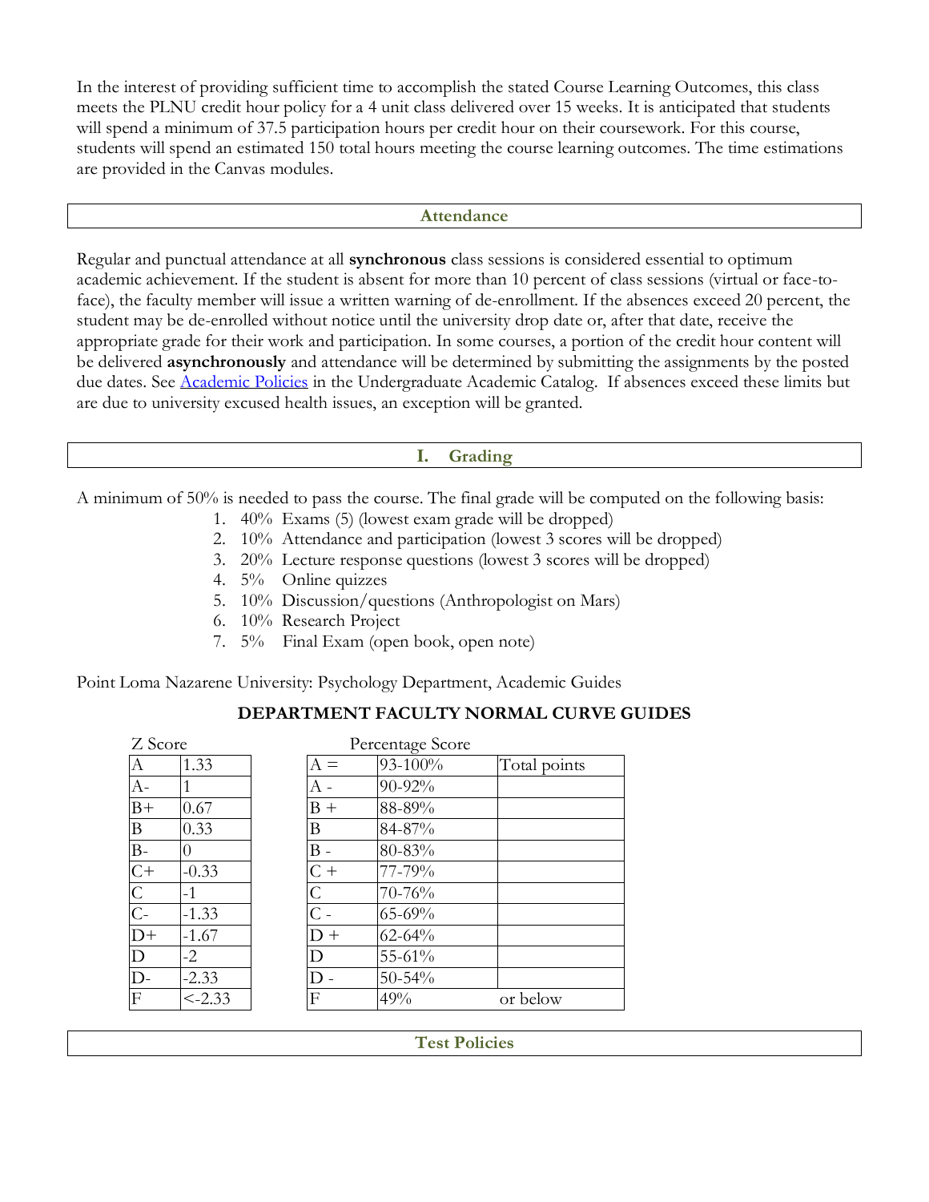In the interest of providing sufficient time to accomplish the stated Course Learning Outcomes, this class meets the PLNU credit hour policy for a 4 unit class delivered over 15 weeks. It is anticipated that students will spend a minimum of 37.5 participation hours per credit hour on their coursework. For this course, students will spend an estimated 150 total hours meeting the course learning outcomes. The time estimations are provided in the Canvas modules.

## Attendance

Regular and punctual attendance at all **synchronous** class sessions is considered essential to optimum academic achievement. If the student is absent for more than 10 percent of class sessions (virtual or face-to-face), the faculty member will issue a written warning of de-enrollment. If the absences exceed 20 percent, the student may be de-enrolled without notice until the university drop date or, after that date, receive the appropriate grade for their work and participation. In some courses, a portion of the credit hour content will be delivered **asynchronously** and attendance will be determined by submitting the assignments by the posted due dates. See [Academic Policies] in the Undergraduate Academic Catalog. If absences exceed these limits but are due to university excused health issues, an exception will be granted.

## I. Grading

A minimum of 50% is needed to pass the course. The final grade will be computed on the following basis:

1. 40% Exams (5) (lowest exam grade will be dropped)
2. 10% Attendance and participation (lowest 3 scores will be dropped)
3. 20% Lecture response questions (lowest 3 scores will be dropped)
4. 5% Online quizzes
5. 10% Discussion/questions (Anthropologist on Mars)
6. 10% Research Project
7. 5% Final Exam (open book, open note)

Point Loma Nazarene University: Psychology Department, Academic Guides

**DEPARTMENT FACULTY NORMAL CURVE GUIDES**

Z Score

| | |
|---|---|
| A | 1.33 |
| A- | 1 |
| B+ | 0.67 |
| B | 0.33 |
| B- | 0 |
| C+ | -0.33 |
| C | -1 |
| C- | -1.33 |
| D+ | -1.67 |
| D | -2 |
| D- | -2.33 |
| F | <-2.33 |

Percentage Score

| | | |
|---|---|---|
| A = | 93-100% | Total points |
| A - | 90-92% | |
| B + | 88-89% | |
| B | 84-87% | |
| B - | 80-83% | |
| C + | 77-79% | |
| C | 70-76% | |
| C - | 65-69% | |
| D + | 62-64% | |
| D | 55-61% | |
| D - | 50-54% | |
| F | 49% | or below |

## Test Policies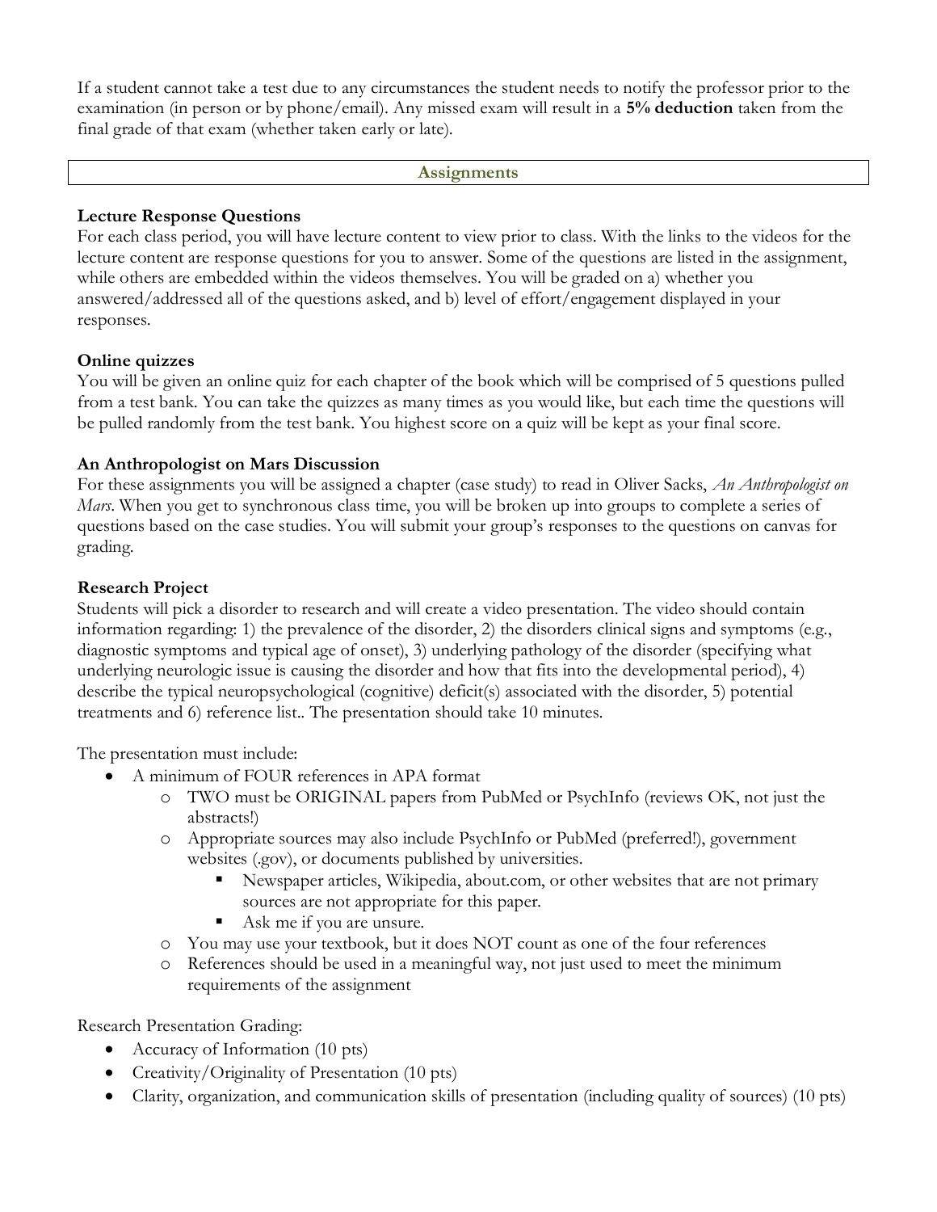If a student cannot take a test due to any circumstances the student needs to notify the professor prior to the examination (in person or by phone/email). Any missed exam will result in a **5% deduction** taken from the final grade of that exam (whether taken early or late).

## Assignments

**Lecture Response Questions**

For each class period, you will have lecture content to view prior to class. With the links to the videos for the lecture content are response questions for you to answer. Some of the questions are listed in the assignment, while others are embedded within the videos themselves. You will be graded on a) whether you answered/addressed all of the questions asked, and b) level of effort/engagement displayed in your responses.

**Online quizzes**

You will be given an online quiz for each chapter of the book which will be comprised of 5 questions pulled from a test bank. You can take the quizzes as many times as you would like, but each time the questions will be pulled randomly from the test bank. You highest score on a quiz will be kept as your final score.

**An Anthropologist on Mars Discussion**

For these assignments you will be assigned a chapter (case study) to read in Oliver Sacks, *An Anthropologist on Mars*. When you get to synchronous class time, you will be broken up into groups to complete a series of questions based on the case studies. You will submit your group's responses to the questions on canvas for grading.

**Research Project**

Students will pick a disorder to research and will create a video presentation. The video should contain information regarding: 1) the prevalence of the disorder, 2) the disorders clinical signs and symptoms (e.g., diagnostic symptoms and typical age of onset), 3) underlying pathology of the disorder (specifying what underlying neurologic issue is causing the disorder and how that fits into the developmental period), 4) describe the typical neuropsychological (cognitive) deficit(s) associated with the disorder, 5) potential treatments and 6) reference list.. The presentation should take 10 minutes.

The presentation must include:

- A minimum of FOUR references in APA format
  - TWO must be ORIGINAL papers from PubMed or PsychInfo (reviews OK, not just the abstracts!)
  - Appropriate sources may also include PsychInfo or PubMed (preferred!), government websites (.gov), or documents published by universities.
    - Newspaper articles, Wikipedia, about.com, or other websites that are not primary sources are not appropriate for this paper.
    - Ask me if you are unsure.
  - You may use your textbook, but it does NOT count as one of the four references
  - References should be used in a meaningful way, not just used to meet the minimum requirements of the assignment

Research Presentation Grading:

- Accuracy of Information (10 pts)
- Creativity/Originality of Presentation (10 pts)
- Clarity, organization, and communication skills of presentation (including quality of sources) (10 pts)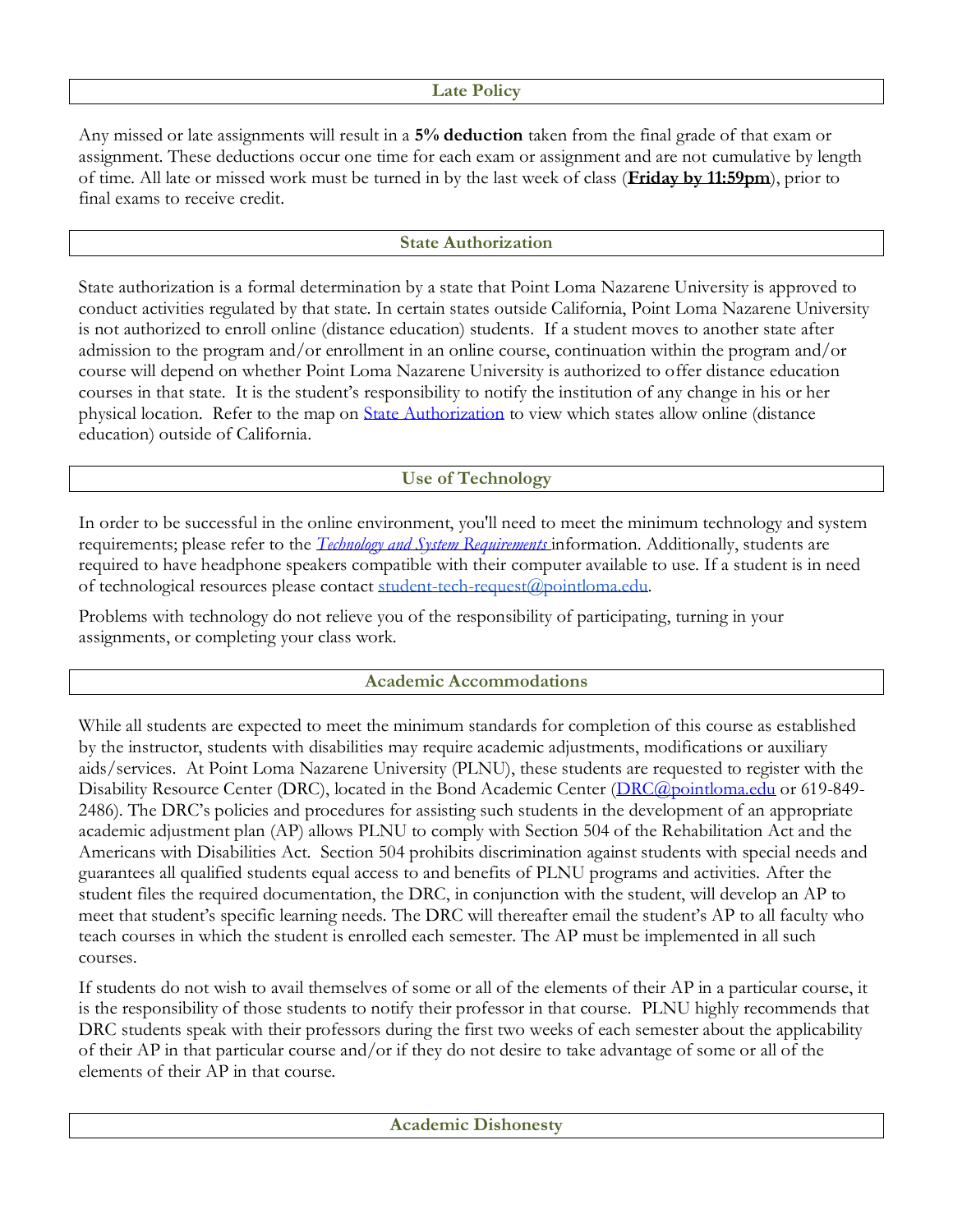## Late Policy

Any missed or late assignments will result in a **5% deduction** taken from the final grade of that exam or assignment. These deductions occur one time for each exam or assignment and are not cumulative by length of time. All late or missed work must be turned in by the last week of class (**Friday by 11:59pm**), prior to final exams to receive credit.

## State Authorization

State authorization is a formal determination by a state that Point Loma Nazarene University is approved to conduct activities regulated by that state. In certain states outside California, Point Loma Nazarene University is not authorized to enroll online (distance education) students. If a student moves to another state after admission to the program and/or enrollment in an online course, continuation within the program and/or course will depend on whether Point Loma Nazarene University is authorized to offer distance education courses in that state. It is the student's responsibility to notify the institution of any change in his or her physical location. Refer to the map on State Authorization to view which states allow online (distance education) outside of California.

## Use of Technology

In order to be successful in the online environment, you'll need to meet the minimum technology and system requirements; please refer to the *Technology and System Requirements* information. Additionally, students are required to have headphone speakers compatible with their computer available to use. If a student is in need of technological resources please contact student-tech-request@pointloma.edu.

Problems with technology do not relieve you of the responsibility of participating, turning in your assignments, or completing your class work.

## Academic Accommodations

While all students are expected to meet the minimum standards for completion of this course as established by the instructor, students with disabilities may require academic adjustments, modifications or auxiliary aids/services. At Point Loma Nazarene University (PLNU), these students are requested to register with the Disability Resource Center (DRC), located in the Bond Academic Center (DRC@pointloma.edu or 619-849-2486). The DRC's policies and procedures for assisting such students in the development of an appropriate academic adjustment plan (AP) allows PLNU to comply with Section 504 of the Rehabilitation Act and the Americans with Disabilities Act. Section 504 prohibits discrimination against students with special needs and guarantees all qualified students equal access to and benefits of PLNU programs and activities. After the student files the required documentation, the DRC, in conjunction with the student, will develop an AP to meet that student's specific learning needs. The DRC will thereafter email the student's AP to all faculty who teach courses in which the student is enrolled each semester. The AP must be implemented in all such courses.

If students do not wish to avail themselves of some or all of the elements of their AP in a particular course, it is the responsibility of those students to notify their professor in that course. PLNU highly recommends that DRC students speak with their professors during the first two weeks of each semester about the applicability of their AP in that particular course and/or if they do not desire to take advantage of some or all of the elements of their AP in that course.

## Academic Dishonesty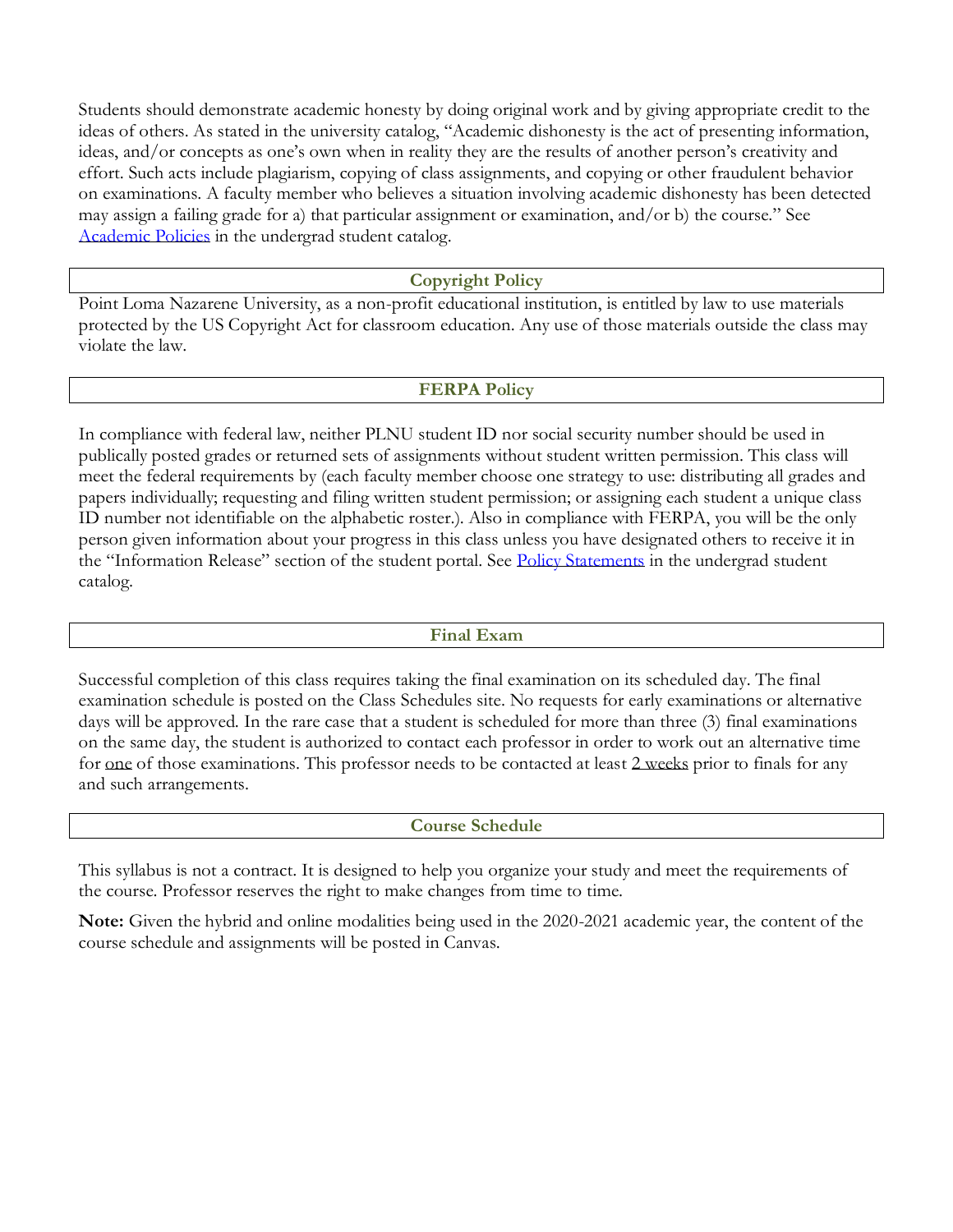Students should demonstrate academic honesty by doing original work and by giving appropriate credit to the ideas of others. As stated in the university catalog, "Academic dishonesty is the act of presenting information, ideas, and/or concepts as one's own when in reality they are the results of another person's creativity and effort. Such acts include plagiarism, copying of class assignments, and copying or other fraudulent behavior on examinations. A faculty member who believes a situation involving academic dishonesty has been detected may assign a failing grade for a) that particular assignment or examination, and/or b) the course." See Academic Policies in the undergrad student catalog.

## Copyright Policy

Point Loma Nazarene University, as a non-profit educational institution, is entitled by law to use materials protected by the US Copyright Act for classroom education. Any use of those materials outside the class may violate the law.

## FERPA Policy

In compliance with federal law, neither PLNU student ID nor social security number should be used in publically posted grades or returned sets of assignments without student written permission. This class will meet the federal requirements by (each faculty member choose one strategy to use: distributing all grades and papers individually; requesting and filing written student permission; or assigning each student a unique class ID number not identifiable on the alphabetic roster.). Also in compliance with FERPA, you will be the only person given information about your progress in this class unless you have designated others to receive it in the "Information Release" section of the student portal. See Policy Statements in the undergrad student catalog.

## Final Exam

Successful completion of this class requires taking the final examination on its scheduled day. The final examination schedule is posted on the Class Schedules site. No requests for early examinations or alternative days will be approved. In the rare case that a student is scheduled for more than three (3) final examinations on the same day, the student is authorized to contact each professor in order to work out an alternative time for one of those examinations. This professor needs to be contacted at least 2 weeks prior to finals for any and such arrangements.

## Course Schedule

This syllabus is not a contract. It is designed to help you organize your study and meet the requirements of the course. Professor reserves the right to make changes from time to time.

**Note:** Given the hybrid and online modalities being used in the 2020-2021 academic year, the content of the course schedule and assignments will be posted in Canvas.